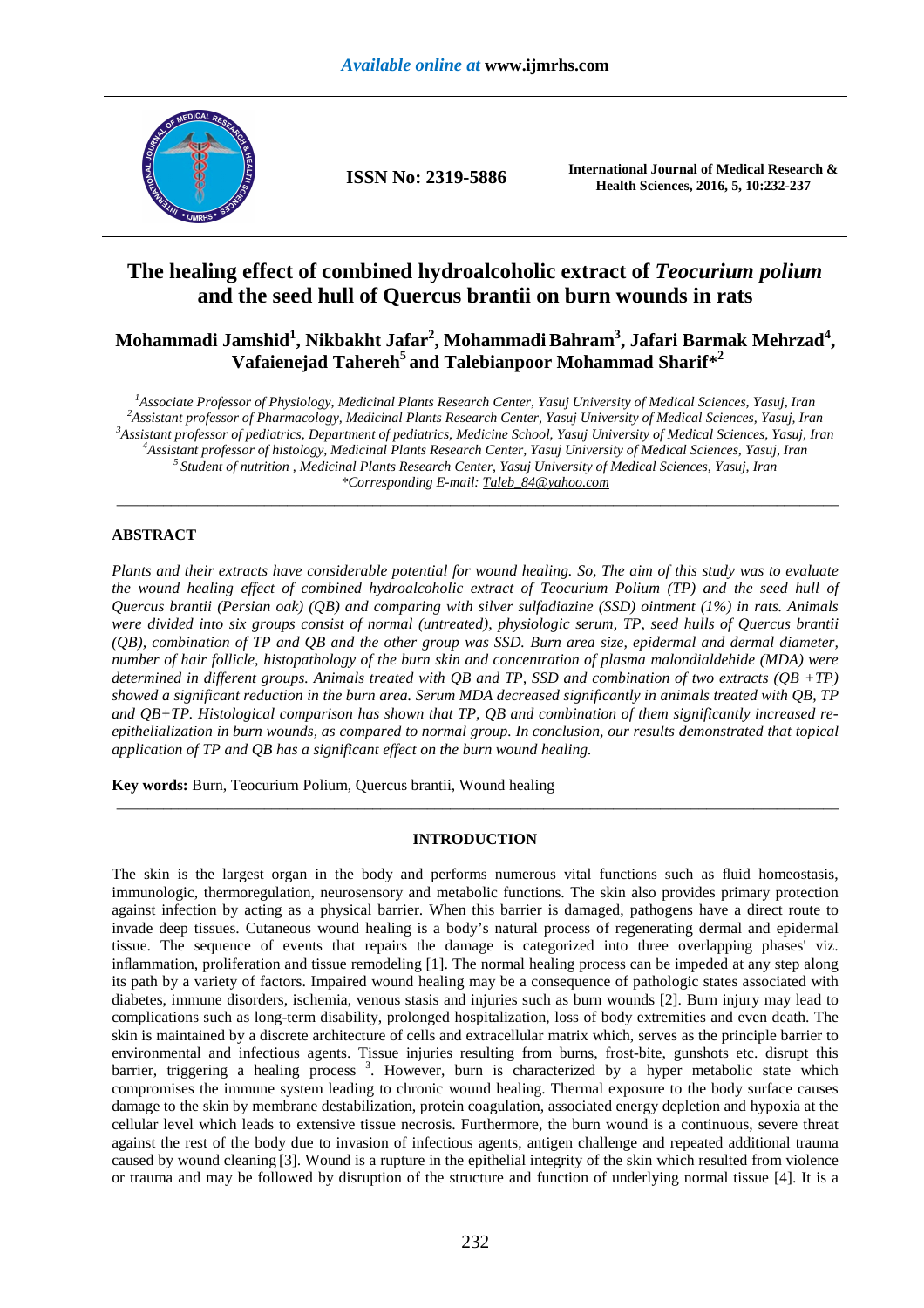# The healing effect of combined hydroalcoholic extract of *Teocurium polium* and the seed hull of Quercus brantii on burn wounds in rats

**Mohammadi Jamshid[1], Nikbakht Jafar[2], Mohammadi Bahram[3], Jafari Barmak Mehrzad[4], Vafaienejad Tahereh[5] and Talebianpoor Mohammad Sharif*[2]**

*[1]Associate Professor of Physiology, Medicinal Plants Research Center, Yasuj University of Medical Sciences, Yasuj, Iran*
*[2]Assistant professor of Pharmacology, Medicinal Plants Research Center, Yasuj University of Medical Sciences, Yasuj, Iran*
*[3]Assistant professor of pediatrics, Department of pediatrics, Medicine School, Yasuj University of Medical Sciences, Yasuj, Iran*
*[4]Assistant professor of histology, Medicinal Plants Research Center, Yasuj University of Medical Sciences, Yasuj, Iran*
*[5]Student of nutrition , Medicinal Plants Research Center, Yasuj University of Medical Sciences, Yasuj, Iran*
*\*Corresponding E-mail: Taleb_84@yahoo.com*

## ABSTRACT

*Plants and their extracts have considerable potential for wound healing. So, The aim of this study was to evaluate the wound healing effect of combined hydroalcoholic extract of Teocurium Polium (TP) and the seed hull of Quercus brantii (Persian oak) (QB) and comparing with silver sulfadiazine (SSD) ointment (1%) in rats. Animals were divided into six groups consist of normal (untreated), physiologic serum, TP, seed hulls of Quercus brantii (QB), combination of TP and QB and the other group was SSD. Burn area size, epidermal and dermal diameter, number of hair follicle, histopathology of the burn skin and concentration of plasma malondialdehide (MDA) were determined in different groups. Animals treated with QB and TP, SSD and combination of two extracts (QB +TP) showed a significant reduction in the burn area. Serum MDA decreased significantly in animals treated with QB, TP and QB+TP. Histological comparison has shown that TP, QB and combination of them significantly increased re-epithelialization in burn wounds, as compared to normal group. In conclusion, our results demonstrated that topical application of TP and QB has a significant effect on the burn wound healing.*

**Key words:** Burn, Teocurium Polium, Quercus brantii, Wound healing

## INTRODUCTION

The skin is the largest organ in the body and performs numerous vital functions such as fluid homeostasis, immunologic, thermoregulation, neurosensory and metabolic functions. The skin also provides primary protection against infection by acting as a physical barrier. When this barrier is damaged, pathogens have a direct route to invade deep tissues. Cutaneous wound healing is a body's natural process of regenerating dermal and epidermal tissue. The sequence of events that repairs the damage is categorized into three overlapping phases' viz. inflammation, proliferation and tissue remodeling [1]. The normal healing process can be impeded at any step along its path by a variety of factors. Impaired wound healing may be a consequence of pathologic states associated with diabetes, immune disorders, ischemia, venous stasis and injuries such as burn wounds [2]. Burn injury may lead to complications such as long-term disability, prolonged hospitalization, loss of body extremities and even death. The skin is maintained by a discrete architecture of cells and extracellular matrix which, serves as the principle barrier to environmental and infectious agents. Tissue injuries resulting from burns, frost-bite, gunshots etc. disrupt this barrier, triggering a healing process [3]. However, burn is characterized by a hyper metabolic state which compromises the immune system leading to chronic wound healing. Thermal exposure to the body surface causes damage to the skin by membrane destabilization, protein coagulation, associated energy depletion and hypoxia at the cellular level which leads to extensive tissue necrosis. Furthermore, the burn wound is a continuous, severe threat against the rest of the body due to invasion of infectious agents, antigen challenge and repeated additional trauma caused by wound cleaning [3]. Wound is a rupture in the epithelial integrity of the skin which resulted from violence or trauma and may be followed by disruption of the structure and function of underlying normal tissue [4]. It is a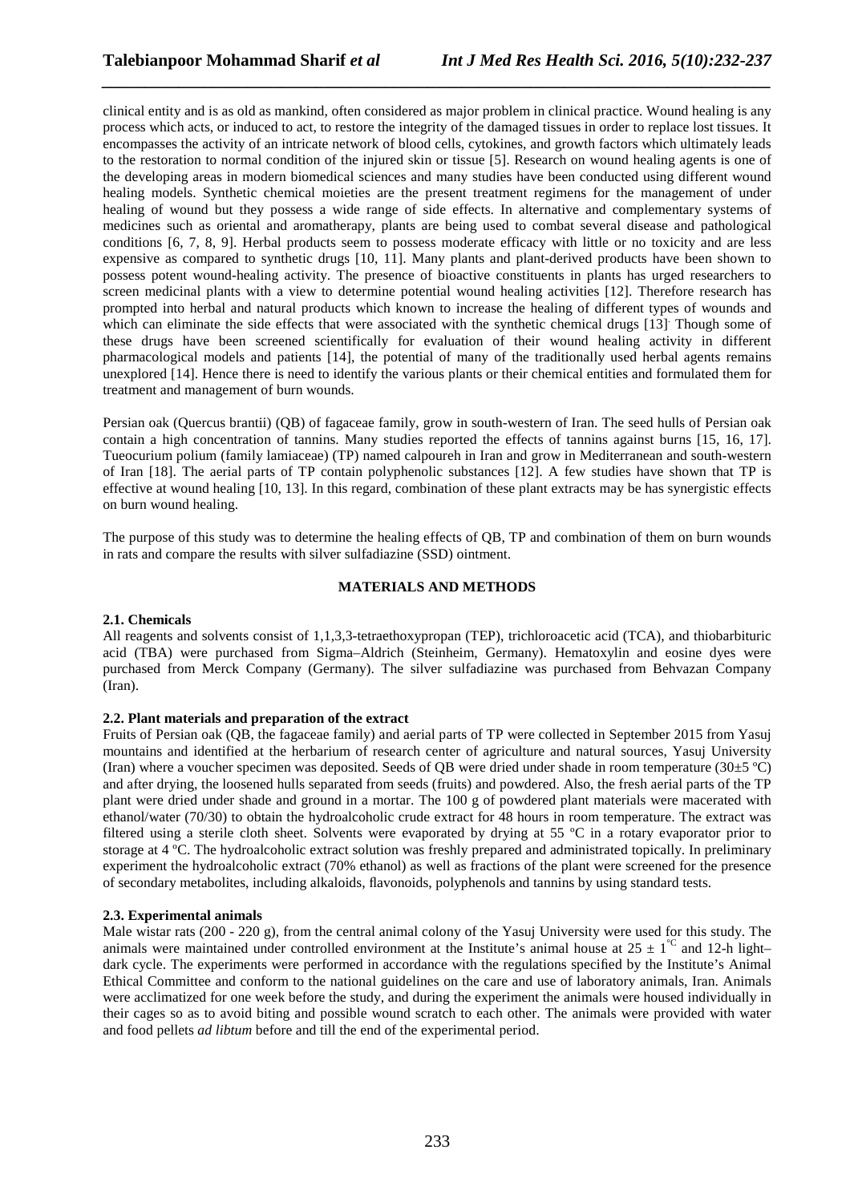clinical entity and is as old as mankind, often considered as major problem in clinical practice. Wound healing is any process which acts, or induced to act, to restore the integrity of the damaged tissues in order to replace lost tissues. It encompasses the activity of an intricate network of blood cells, cytokines, and growth factors which ultimately leads to the restoration to normal condition of the injured skin or tissue [5]. Research on wound healing agents is one of the developing areas in modern biomedical sciences and many studies have been conducted using different wound healing models. Synthetic chemical moieties are the present treatment regimens for the management of under healing of wound but they possess a wide range of side effects. In alternative and complementary systems of medicines such as oriental and aromatherapy, plants are being used to combat several disease and pathological conditions [6, 7, 8, 9]. Herbal products seem to possess moderate efficacy with little or no toxicity and are less expensive as compared to synthetic drugs [10, 11]. Many plants and plant-derived products have been shown to possess potent wound-healing activity. The presence of bioactive constituents in plants has urged researchers to screen medicinal plants with a view to determine potential wound healing activities [12]. Therefore research has prompted into herbal and natural products which known to increase the healing of different types of wounds and which can eliminate the side effects that were associated with the synthetic chemical drugs [13]. Though some of these drugs have been screened scientifically for evaluation of their wound healing activity in different pharmacological models and patients [14], the potential of many of the traditionally used herbal agents remains unexplored [14]. Hence there is need to identify the various plants or their chemical entities and formulated them for treatment and management of burn wounds.

Persian oak (Quercus brantii) (QB) of fagaceae family, grow in south-western of Iran. The seed hulls of Persian oak contain a high concentration of tannins. Many studies reported the effects of tannins against burns [15, 16, 17]. Tueocurium polium (family lamiaceae) (TP) named calpoureh in Iran and grow in Mediterranean and south-western of Iran [18]. The aerial parts of TP contain polyphenolic substances [12]. A few studies have shown that TP is effective at wound healing [10, 13]. In this regard, combination of these plant extracts may be has synergistic effects on burn wound healing.

The purpose of this study was to determine the healing effects of QB, TP and combination of them on burn wounds in rats and compare the results with silver sulfadiazine (SSD) ointment.

## MATERIALS AND METHODS

### 2.1. Chemicals

All reagents and solvents consist of 1,1,3,3-tetraethoxypropan (TEP), trichloroacetic acid (TCA), and thiobarbituric acid (TBA) were purchased from Sigma–Aldrich (Steinheim, Germany). Hematoxylin and eosine dyes were purchased from Merck Company (Germany). The silver sulfadiazine was purchased from Behvazan Company (Iran).

### 2.2. Plant materials and preparation of the extract

Fruits of Persian oak (QB, the fagaceae family) and aerial parts of TP were collected in September 2015 from Yasuj mountains and identified at the herbarium of research center of agriculture and natural sources, Yasuj University (Iran) where a voucher specimen was deposited. Seeds of QB were dried under shade in room temperature (30±5 ºC) and after drying, the loosened hulls separated from seeds (fruits) and powdered. Also, the fresh aerial parts of the TP plant were dried under shade and ground in a mortar. The 100 g of powdered plant materials were macerated with ethanol/water (70/30) to obtain the hydroalcoholic crude extract for 48 hours in room temperature. The extract was filtered using a sterile cloth sheet. Solvents were evaporated by drying at 55 ºC in a rotary evaporator prior to storage at 4 ºC. The hydroalcoholic extract solution was freshly prepared and administrated topically. In preliminary experiment the hydroalcoholic extract (70% ethanol) as well as fractions of the plant were screened for the presence of secondary metabolites, including alkaloids, flavonoids, polyphenols and tannins by using standard tests.

### 2.3. Experimental animals

Male wistar rats (200 - 220 g), from the central animal colony of the Yasuj University were used for this study. The animals were maintained under controlled environment at the Institute's animal house at 25 ± 1 ºC and 12-h light–dark cycle. The experiments were performed in accordance with the regulations specified by the Institute's Animal Ethical Committee and conform to the national guidelines on the care and use of laboratory animals, Iran. Animals were acclimatized for one week before the study, and during the experiment the animals were housed individually in their cages so as to avoid biting and possible wound scratch to each other. The animals were provided with water and food pellets *ad libtum* before and till the end of the experimental period.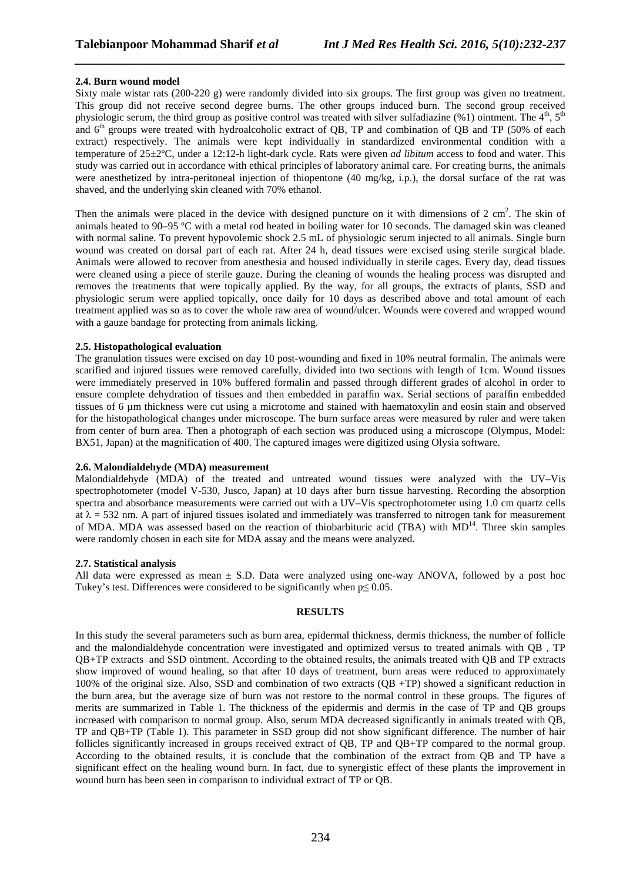### 2.4. Burn wound model

Sixty male wistar rats (200-220 g) were randomly divided into six groups. The first group was given no treatment. This group did not receive second degree burns. The other groups induced burn. The second group received physiologic serum, the third group as positive control was treated with silver sulfadiazine (%1) ointment. The 4th, 5th and 6th groups were treated with hydroalcoholic extract of QB, TP and combination of QB and TP (50% of each extract) respectively. The animals were kept individually in standardized environmental condition with a temperature of 25±2ºC, under a 12:12-h light-dark cycle. Rats were given *ad libitum* access to food and water. This study was carried out in accordance with ethical principles of laboratory animal care. For creating burns, the animals were anesthetized by intra-peritoneal injection of thiopentone (40 mg/kg, i.p.), the dorsal surface of the rat was shaved, and the underlying skin cleaned with 70% ethanol.

Then the animals were placed in the device with designed puncture on it with dimensions of 2 $cm^2$. The skin of animals heated to 90–95 ºC with a metal rod heated in boiling water for 10 seconds. The damaged skin was cleaned with normal saline. To prevent hypovolemic shock 2.5 mL of physiologic serum injected to all animals. Single burn wound was created on dorsal part of each rat. After 24 h, dead tissues were excised using sterile surgical blade. Animals were allowed to recover from anesthesia and housed individually in sterile cages. Every day, dead tissues were cleaned using a piece of sterile gauze. During the cleaning of wounds the healing process was disrupted and removes the treatments that were topically applied. By the way, for all groups, the extracts of plants, SSD and physiologic serum were applied topically, once daily for 10 days as described above and total amount of each treatment applied was so as to cover the whole raw area of wound/ulcer. Wounds were covered and wrapped wound with a gauze bandage for protecting from animals licking.

### 2.5. Histopathological evaluation

The granulation tissues were excised on day 10 post-wounding and fixed in 10% neutral formalin. The animals were scarified and injured tissues were removed carefully, divided into two sections with length of 1cm. Wound tissues were immediately preserved in 10% buffered formalin and passed through different grades of alcohol in order to ensure complete dehydration of tissues and then embedded in paraffin wax. Serial sections of paraffin embedded tissues of 6 µm thickness were cut using a microtome and stained with haematoxylin and eosin stain and observed for the histopathological changes under microscope. The burn surface areas were measured by ruler and were taken from center of burn area. Then a photograph of each section was produced using a microscope (Olympus, Model: BX51, Japan) at the magnification of 400. The captured images were digitized using Olysia software.

### 2.6. Malondialdehyde (MDA) measurement

Malondialdehyde (MDA) of the treated and untreated wound tissues were analyzed with the UV–Vis spectrophotometer (model V-530, Jusco, Japan) at 10 days after burn tissue harvesting. Recording the absorption spectra and absorbance measurements were carried out with a UV–Vis spectrophotometer using 1.0 cm quartz cells at $\lambda = 532$ nm. A part of injured tissues isolated and immediately was transferred to nitrogen tank for measurement of MDA. MDA was assessed based on the reaction of thiobarbituric acid (TBA) with MD[14]. Three skin samples were randomly chosen in each site for MDA assay and the means were analyzed.

### 2.7. Statistical analysis

All data were expressed as mean ± S.D. Data were analyzed using one-way ANOVA, followed by a post hoc Tukey's test. Differences were considered to be significantly when $p \leq 0.05$.

## RESULTS

In this study the several parameters such as burn area, epidermal thickness, dermis thickness, the number of follicle and the malondialdehyde concentration were investigated and optimized versus to treated animals with QB , TP QB+TP extracts and SSD ointment. According to the obtained results, the animals treated with QB and TP extracts show improved of wound healing, so that after 10 days of treatment, burn areas were reduced to approximately 100% of the original size. Also, SSD and combination of two extracts (QB +TP) showed a significant reduction in the burn area, but the average size of burn was not restore to the normal control in these groups. The figures of merits are summarized in Table 1. The thickness of the epidermis and dermis in the case of TP and QB groups increased with comparison to normal group. Also, serum MDA decreased significantly in animals treated with QB, TP and QB+TP (Table 1). This parameter in SSD group did not show significant difference. The number of hair follicles significantly increased in groups received extract of QB, TP and QB+TP compared to the normal group. According to the obtained results, it is conclude that the combination of the extract from QB and TP have a significant effect on the healing wound burn. In fact, due to synergistic effect of these plants the improvement in wound burn has been seen in comparison to individual extract of TP or QB.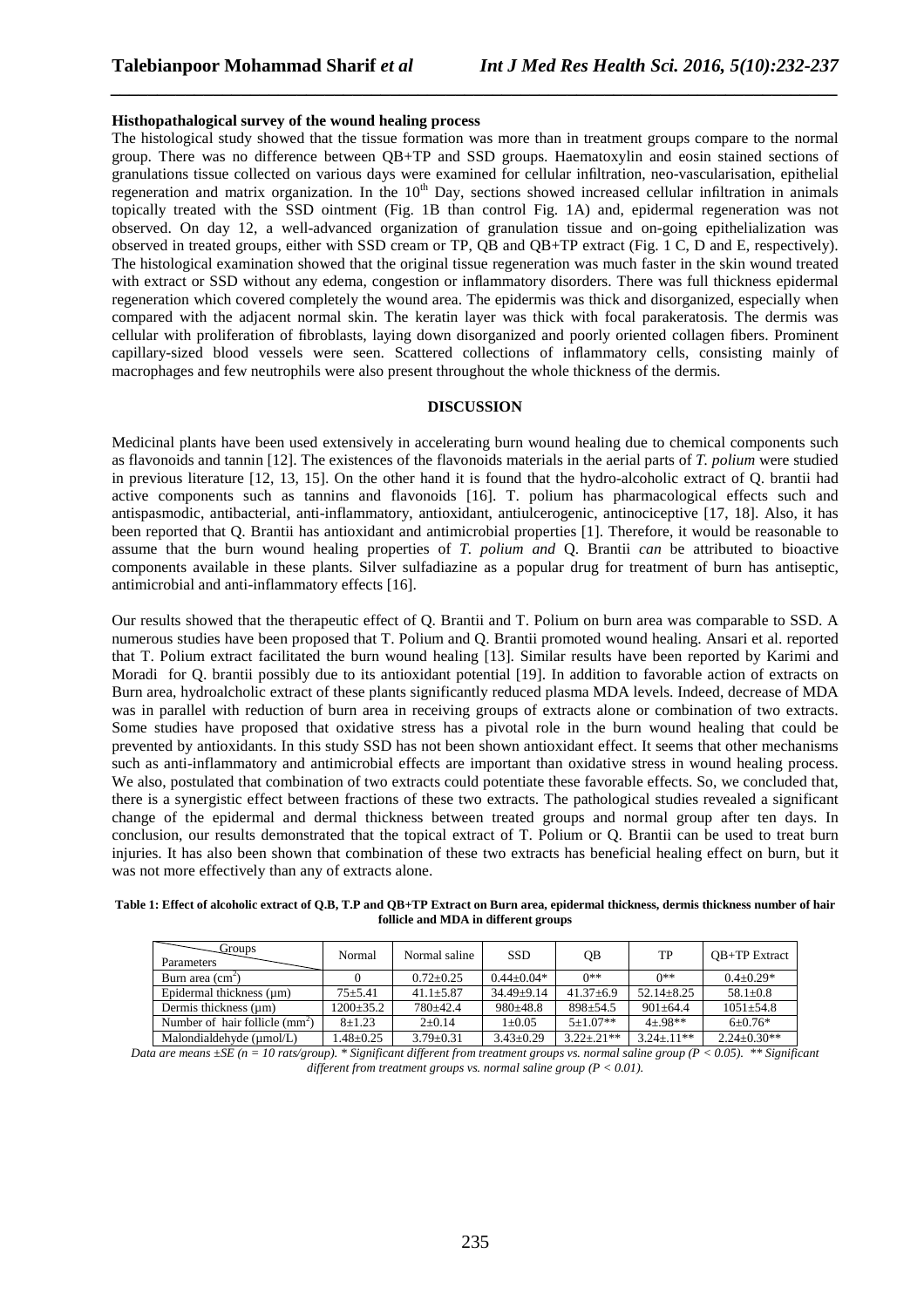**Histhopathalogical survey of the wound healing process**

The histological study showed that the tissue formation was more than in treatment groups compare to the normal group. There was no difference between QB+TP and SSD groups. Haematoxylin and eosin stained sections of granulations tissue collected on various days were examined for cellular infiltration, neo-vascularisation, epithelial regeneration and matrix organization. In the 10th Day, sections showed increased cellular infiltration in animals topically treated with the SSD ointment (Fig. 1B than control Fig. 1A) and, epidermal regeneration was not observed. On day 12, a well-advanced organization of granulation tissue and on-going epithelialization was observed in treated groups, either with SSD cream or TP, QB and QB+TP extract (Fig. 1 C, D and E, respectively). The histological examination showed that the original tissue regeneration was much faster in the skin wound treated with extract or SSD without any edema, congestion or inflammatory disorders. There was full thickness epidermal regeneration which covered completely the wound area. The epidermis was thick and disorganized, especially when compared with the adjacent normal skin. The keratin layer was thick with focal parakeratosis. The dermis was cellular with proliferation of fibroblasts, laying down disorganized and poorly oriented collagen fibers. Prominent capillary-sized blood vessels were seen. Scattered collections of inflammatory cells, consisting mainly of macrophages and few neutrophils were also present throughout the whole thickness of the dermis.

## DISCUSSION

Medicinal plants have been used extensively in accelerating burn wound healing due to chemical components such as flavonoids and tannin [12]. The existences of the flavonoids materials in the aerial parts of *T. polium* were studied in previous literature [12, 13, 15]. On the other hand it is found that the hydro-alcoholic extract of Q. brantii had active components such as tannins and flavonoids [16]. T. polium has pharmacological effects such and antispasmodic, antibacterial, anti-inflammatory, antioxidant, antiulcerogenic, antinociceptive [17, 18]. Also, it has been reported that Q. Brantii has antioxidant and antimicrobial properties [1]. Therefore, it would be reasonable to assume that the burn wound healing properties of *T. polium and* Q. Brantii *can* be attributed to bioactive components available in these plants. Silver sulfadiazine as a popular drug for treatment of burn has antiseptic, antimicrobial and anti-inflammatory effects [16].

Our results showed that the therapeutic effect of Q. Brantii and T. Polium on burn area was comparable to SSD. A numerous studies have been proposed that T. Polium and Q. Brantii promoted wound healing. Ansari et al. reported that T. Polium extract facilitated the burn wound healing [13]. Similar results have been reported by Karimi and Moradi for Q. brantii possibly due to its antioxidant potential [19]. In addition to favorable action of extracts on Burn area, hydroalcholic extract of these plants significantly reduced plasma MDA levels. Indeed, decrease of MDA was in parallel with reduction of burn area in receiving groups of extracts alone or combination of two extracts. Some studies have proposed that oxidative stress has a pivotal role in the burn wound healing that could be prevented by antioxidants. In this study SSD has not been shown antioxidant effect. It seems that other mechanisms such as anti-inflammatory and antimicrobial effects are important than oxidative stress in wound healing process. We also, postulated that combination of two extracts could potentiate these favorable effects. So, we concluded that, there is a synergistic effect between fractions of these two extracts. The pathological studies revealed a significant change of the epidermal and dermal thickness between treated groups and normal group after ten days. In conclusion, our results demonstrated that the topical extract of T. Polium or Q. Brantii can be used to treat burn injuries. It has also been shown that combination of these two extracts has beneficial healing effect on burn, but it was not more effectively than any of extracts alone.

**Table 1: Effect of alcoholic extract of Q.B, T.P and QB+TP Extract on Burn area, epidermal thickness, dermis thickness number of hair follicle and MDA in different groups**

| Groups / Parameters | Normal | Normal saline | SSD | QB | TP | QB+TP Extract |
|---|---|---|---|---|---|---|
| Burn area ($cm^2$) | 0 | 0.72±0.25 | 0.44±0.04* | 0** | 0** | 0.4±0.29* |
| Epidermal thickness (µm) | 75±5.41 | 41.1±5.87 | 34.49±9.14 | 41.37±6.9 | 52.14±8.25 | 58.1±0.8 |
| Dermis thickness (µm) | 1200±35.2 | 780±42.4 | 980±48.8 | 898±54.5 | 901±64.4 | 1051±54.8 |
| Number of hair follicle ($mm^2$) | 8±1.23 | 2±0.14 | 1±0.05 | 5±1.07** | 4±.98** | 6±0.76* |
| Malondialdehyde (µmol/L) | 1.48±0.25 | 3.79±0.31 | 3.43±0.29 | 3.22±.21** | 3.24±.11** | 2.24±0.30** |

*Data are means ±SE (n = 10 rats/group). * Significant different from treatment groups vs. normal saline group (P < 0.05). ** Significant different from treatment groups vs. normal saline group (P < 0.01).*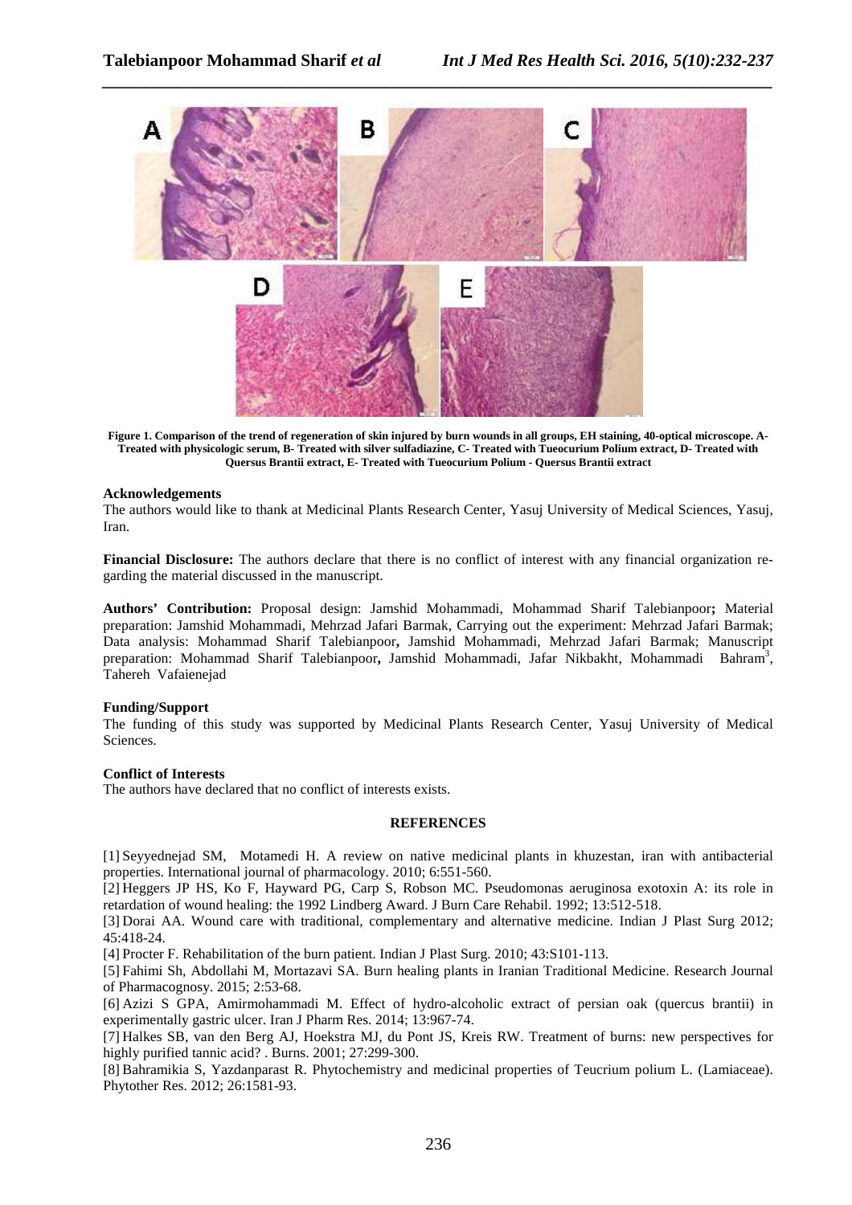**Figure 1. Comparison of the trend of regeneration of skin injured by burn wounds in all groups, EH staining, 40-optical microscope. A- Treated with physicologic serum, B- Treated with silver sulfadiazine, C- Treated with Tueocurium Polium extract, D- Treated with Quersus Brantii extract, E- Treated with Tueocurium Polium - Quersus Brantii extract**

**Acknowledgements**

The authors would like to thank at Medicinal Plants Research Center, Yasuj University of Medical Sciences, Yasuj, Iran.

**Financial Disclosure:** The authors declare that there is no conflict of interest with any financial organization regarding the material discussed in the manuscript.

**Authors' Contribution:** Proposal design: Jamshid Mohammadi, Mohammad Sharif Talebianpoor**;** Material preparation: Jamshid Mohammadi, Mehrzad Jafari Barmak, Carrying out the experiment: Mehrzad Jafari Barmak; Data analysis: Mohammad Sharif Talebianpoor**,** Jamshid Mohammadi, Mehrzad Jafari Barmak; Manuscript preparation: Mohammad Sharif Talebianpoor**,** Jamshid Mohammadi, Jafar Nikbakht, Mohammadi Bahram[3], Tahereh Vafaienejad

**Funding/Support**

The funding of this study was supported by Medicinal Plants Research Center, Yasuj University of Medical Sciences.

**Conflict of Interests**

The authors have declared that no conflict of interests exists.

## REFERENCES

[1] Seyyednejad SM, Motamedi H. A review on native medicinal plants in khuzestan, iran with antibacterial properties. International journal of pharmacology. 2010; 6:551-560.

[2] Heggers JP HS, Ko F, Hayward PG, Carp S, Robson MC. Pseudomonas aeruginosa exotoxin A: its role in retardation of wound healing: the 1992 Lindberg Award. J Burn Care Rehabil. 1992; 13:512-518.

[3] Dorai AA. Wound care with traditional, complementary and alternative medicine. Indian J Plast Surg 2012; 45:418-24.

[4] Procter F. Rehabilitation of the burn patient. Indian J Plast Surg. 2010; 43:S101-113.

[5] Fahimi Sh, Abdollahi M, Mortazavi SA. Burn healing plants in Iranian Traditional Medicine. Research Journal of Pharmacognosy. 2015; 2:53-68.

[6] Azizi S GPA, Amirmohammadi M. Effect of hydro-alcoholic extract of persian oak (quercus brantii) in experimentally gastric ulcer. Iran J Pharm Res. 2014; 13:967-74.

[7] Halkes SB, van den Berg AJ, Hoekstra MJ, du Pont JS, Kreis RW. Treatment of burns: new perspectives for highly purified tannic acid? . Burns. 2001; 27:299-300.

[8] Bahramikia S, Yazdanparast R. Phytochemistry and medicinal properties of Teucrium polium L. (Lamiaceae). Phytother Res. 2012; 26:1581-93.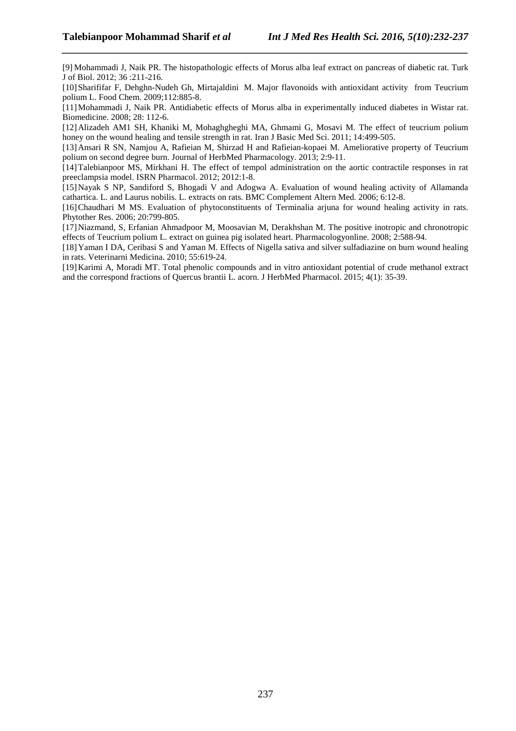[9] Mohammadi J, Naik PR. The histopathologic effects of Morus alba leaf extract on pancreas of diabetic rat. Turk J of Biol. 2012; 36 :211-216.

[10] Sharififar F, Dehghn-Nudeh Gh, Mirtajaldini M. Major flavonoids with antioxidant activity from Teucrium polium L. Food Chem. 2009;112:885-8.

[11] Mohammadi J, Naik PR. Antidiabetic effects of Morus alba in experimentally induced diabetes in Wistar rat. Biomedicine. 2008; 28: 112-6.

[12] Alizadeh AM1 SH, Khaniki M, Mohaghgheghi MA, Ghmami G, Mosavi M. The effect of teucrium polium honey on the wound healing and tensile strength in rat. Iran J Basic Med Sci. 2011; 14:499-505.

[13] Ansari R SN, Namjou A, Rafieian M, Shirzad H and Rafieian-kopaei M. Ameliorative property of Teucrium polium on second degree burn. Journal of HerbMed Pharmacology. 2013; 2:9-11.

[14] Talebianpoor MS, Mirkhani H. The effect of tempol administration on the aortic contractile responses in rat preeclampsia model. ISRN Pharmacol. 2012; 2012:1-8.

[15] Nayak S NP, Sandiford S, Bhogadi V and Adogwa A. Evaluation of wound healing activity of Allamanda cathartica. L. and Laurus nobilis. L. extracts on rats. BMC Complement Altern Med. 2006; 6:12-8.

[16] Chaudhari M MS. Evaluation of phytoconstituents of Terminalia arjuna for wound healing activity in rats. Phytother Res. 2006; 20:799-805.

[17] Niazmand, S, Erfanian Ahmadpoor M, Moosavian M, Derakhshan M. The positive inotropic and chronotropic effects of Teucrium polium L. extract on guinea pig isolated heart. Pharmacologyonline. 2008; 2:588-94.

[18] Yaman I DA, Ceribasi S and Yaman M. Effects of Nigella sativa and silver sulfadiazine on burn wound healing in rats. Veterinarni Medicina. 2010; 55:619-24.

[19] Karimi A, Moradi MT. Total phenolic compounds and in vitro antioxidant potential of crude methanol extract and the correspond fractions of Quercus brantii L. acorn. J HerbMed Pharmacol. 2015; 4(1): 35-39.